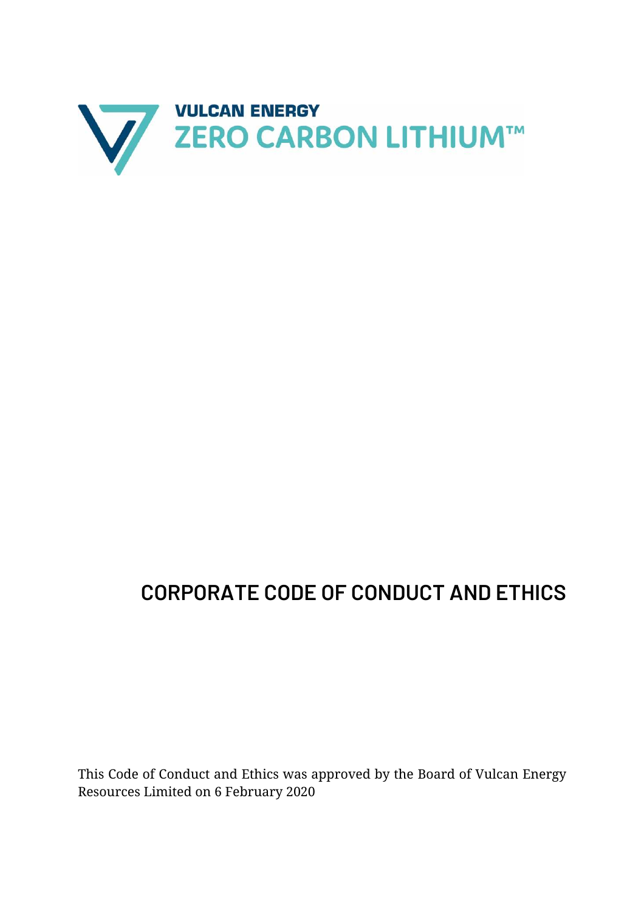VULCAN ENERGY
ZERO CARBON LITHIUM™

# CORPORATE CODE OF CONDUCT AND ETHICS

This Code of Conduct and Ethics was approved by the Board of Vulcan Energy Resources Limited on 6 February 2020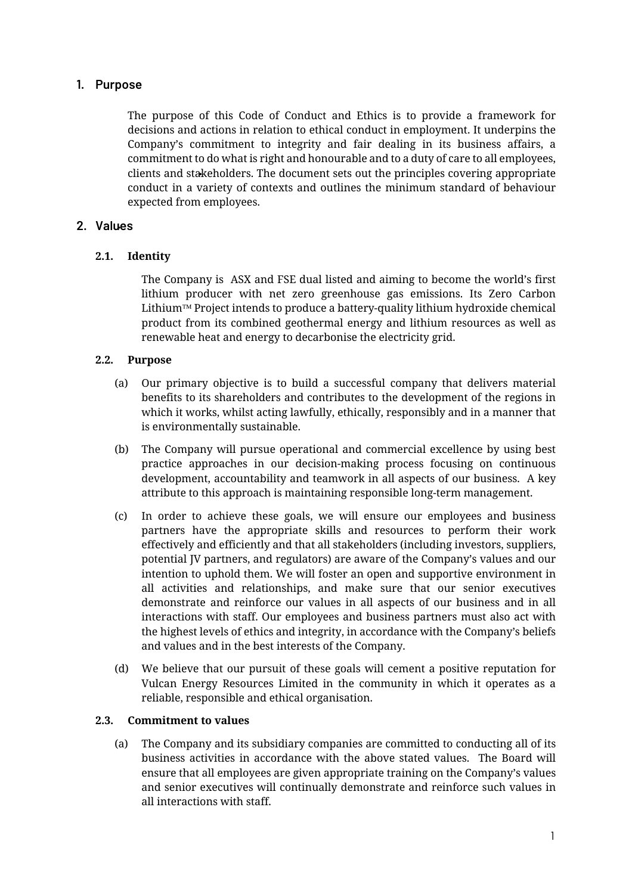## 1. Purpose

The purpose of this Code of Conduct and Ethics is to provide a framework for decisions and actions in relation to ethical conduct in employment. It underpins the Company's commitment to integrity and fair dealing in its business affairs, a commitment to do what is right and honourable and to a duty of care to all employees, clients and stakeholders. The document sets out the principles covering appropriate conduct in a variety of contexts and outlines the minimum standard of behaviour expected from employees.

## 2. Values

### 2.1. Identity

The Company is ASX and FSE dual listed and aiming to become the world's first lithium producer with net zero greenhouse gas emissions. Its Zero Carbon Lithium™ Project intends to produce a battery-quality lithium hydroxide chemical product from its combined geothermal energy and lithium resources as well as renewable heat and energy to decarbonise the electricity grid.

### 2.2. Purpose

(a) Our primary objective is to build a successful company that delivers material benefits to its shareholders and contributes to the development of the regions in which it works, whilst acting lawfully, ethically, responsibly and in a manner that is environmentally sustainable.

(b) The Company will pursue operational and commercial excellence by using best practice approaches in our decision-making process focusing on continuous development, accountability and teamwork in all aspects of our business. A key attribute to this approach is maintaining responsible long-term management.

(c) In order to achieve these goals, we will ensure our employees and business partners have the appropriate skills and resources to perform their work effectively and efficiently and that all stakeholders (including investors, suppliers, potential JV partners, and regulators) are aware of the Company's values and our intention to uphold them. We will foster an open and supportive environment in all activities and relationships, and make sure that our senior executives demonstrate and reinforce our values in all aspects of our business and in all interactions with staff. Our employees and business partners must also act with the highest levels of ethics and integrity, in accordance with the Company's beliefs and values and in the best interests of the Company.

(d) We believe that our pursuit of these goals will cement a positive reputation for Vulcan Energy Resources Limited in the community in which it operates as a reliable, responsible and ethical organisation.

### 2.3. Commitment to values

(a) The Company and its subsidiary companies are committed to conducting all of its business activities in accordance with the above stated values. The Board will ensure that all employees are given appropriate training on the Company's values and senior executives will continually demonstrate and reinforce such values in all interactions with staff.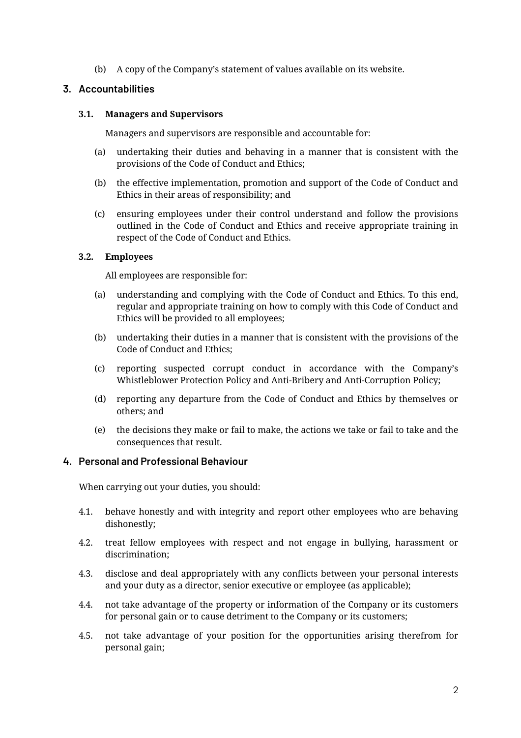(b) A copy of the Company's statement of values available on its website.

## 3. Accountabilities

### 3.1. Managers and Supervisors

Managers and supervisors are responsible and accountable for:

(a) undertaking their duties and behaving in a manner that is consistent with the provisions of the Code of Conduct and Ethics;

(b) the effective implementation, promotion and support of the Code of Conduct and Ethics in their areas of responsibility; and

(c) ensuring employees under their control understand and follow the provisions outlined in the Code of Conduct and Ethics and receive appropriate training in respect of the Code of Conduct and Ethics.

### 3.2. Employees

All employees are responsible for:

(a) understanding and complying with the Code of Conduct and Ethics. To this end, regular and appropriate training on how to comply with this Code of Conduct and Ethics will be provided to all employees;

(b) undertaking their duties in a manner that is consistent with the provisions of the Code of Conduct and Ethics;

(c) reporting suspected corrupt conduct in accordance with the Company's Whistleblower Protection Policy and Anti-Bribery and Anti-Corruption Policy;

(d) reporting any departure from the Code of Conduct and Ethics by themselves or others; and

(e) the decisions they make or fail to make, the actions we take or fail to take and the consequences that result.

## 4. Personal and Professional Behaviour

When carrying out your duties, you should:

4.1. behave honestly and with integrity and report other employees who are behaving dishonestly;

4.2. treat fellow employees with respect and not engage in bullying, harassment or discrimination;

4.3. disclose and deal appropriately with any conflicts between your personal interests and your duty as a director, senior executive or employee (as applicable);

4.4. not take advantage of the property or information of the Company or its customers for personal gain or to cause detriment to the Company or its customers;

4.5. not take advantage of your position for the opportunities arising therefrom for personal gain;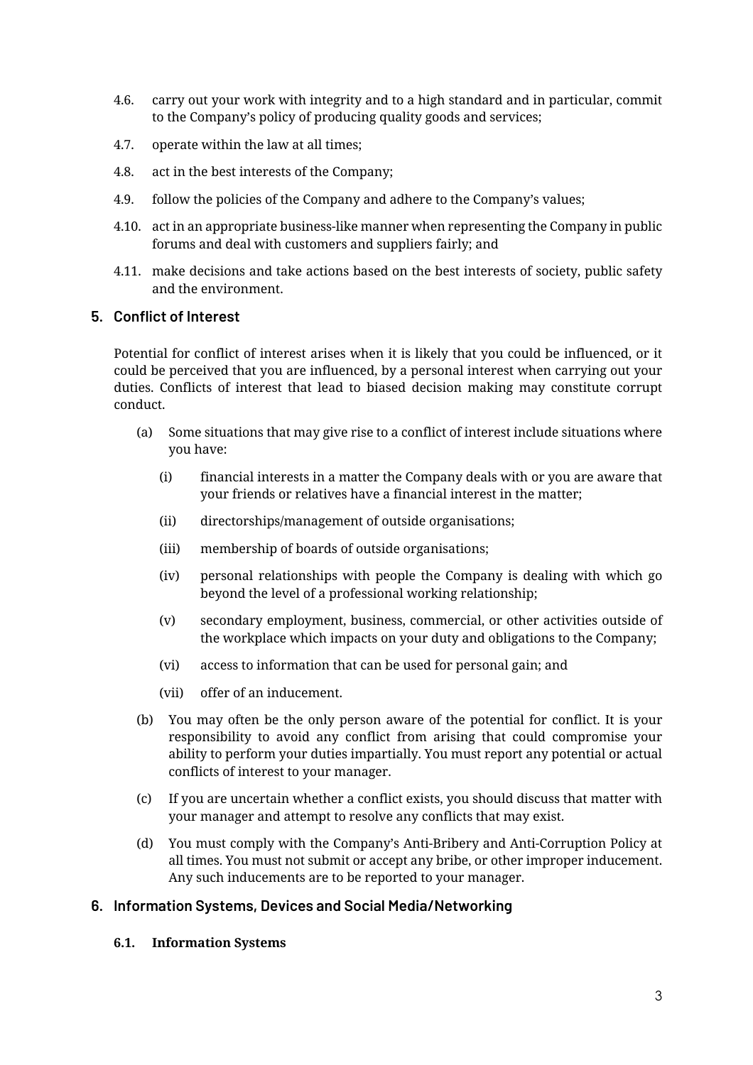4.6. carry out your work with integrity and to a high standard and in particular, commit to the Company's policy of producing quality goods and services;

4.7. operate within the law at all times;

4.8. act in the best interests of the Company;

4.9. follow the policies of the Company and adhere to the Company's values;

4.10. act in an appropriate business-like manner when representing the Company in public forums and deal with customers and suppliers fairly; and

4.11. make decisions and take actions based on the best interests of society, public safety and the environment.

## 5. Conflict of Interest

Potential for conflict of interest arises when it is likely that you could be influenced, or it could be perceived that you are influenced, by a personal interest when carrying out your duties. Conflicts of interest that lead to biased decision making may constitute corrupt conduct.

(a) Some situations that may give rise to a conflict of interest include situations where you have:

  (i) financial interests in a matter the Company deals with or you are aware that your friends or relatives have a financial interest in the matter;

  (ii) directorships/management of outside organisations;

  (iii) membership of boards of outside organisations;

  (iv) personal relationships with people the Company is dealing with which go beyond the level of a professional working relationship;

  (v) secondary employment, business, commercial, or other activities outside of the workplace which impacts on your duty and obligations to the Company;

  (vi) access to information that can be used for personal gain; and

  (vii) offer of an inducement.

(b) You may often be the only person aware of the potential for conflict. It is your responsibility to avoid any conflict from arising that could compromise your ability to perform your duties impartially. You must report any potential or actual conflicts of interest to your manager.

(c) If you are uncertain whether a conflict exists, you should discuss that matter with your manager and attempt to resolve any conflicts that may exist.

(d) You must comply with the Company's Anti-Bribery and Anti-Corruption Policy at all times. You must not submit or accept any bribe, or other improper inducement. Any such inducements are to be reported to your manager.

## 6. Information Systems, Devices and Social Media/Networking

### 6.1. Information Systems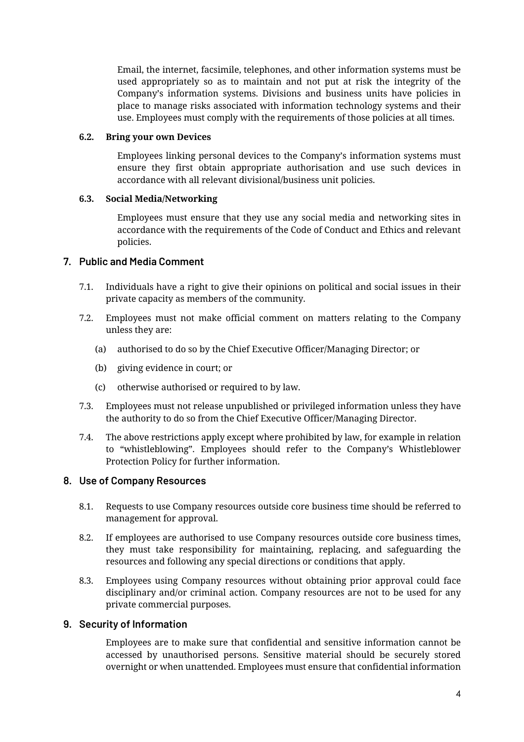Email, the internet, facsimile, telephones, and other information systems must be used appropriately so as to maintain and not put at risk the integrity of the Company's information systems. Divisions and business units have policies in place to manage risks associated with information technology systems and their use. Employees must comply with the requirements of those policies at all times.

### 6.2. Bring your own Devices

Employees linking personal devices to the Company's information systems must ensure they first obtain appropriate authorisation and use such devices in accordance with all relevant divisional/business unit policies.

### 6.3. Social Media/Networking

Employees must ensure that they use any social media and networking sites in accordance with the requirements of the Code of Conduct and Ethics and relevant policies.

## 7. Public and Media Comment

7.1. Individuals have a right to give their opinions on political and social issues in their private capacity as members of the community.

7.2. Employees must not make official comment on matters relating to the Company unless they are:

(a) authorised to do so by the Chief Executive Officer/Managing Director; or

(b) giving evidence in court; or

(c) otherwise authorised or required to by law.

7.3. Employees must not release unpublished or privileged information unless they have the authority to do so from the Chief Executive Officer/Managing Director.

7.4. The above restrictions apply except where prohibited by law, for example in relation to "whistleblowing". Employees should refer to the Company's Whistleblower Protection Policy for further information.

## 8. Use of Company Resources

8.1. Requests to use Company resources outside core business time should be referred to management for approval.

8.2. If employees are authorised to use Company resources outside core business times, they must take responsibility for maintaining, replacing, and safeguarding the resources and following any special directions or conditions that apply.

8.3. Employees using Company resources without obtaining prior approval could face disciplinary and/or criminal action. Company resources are not to be used for any private commercial purposes.

## 9. Security of Information

Employees are to make sure that confidential and sensitive information cannot be accessed by unauthorised persons. Sensitive material should be securely stored overnight or when unattended. Employees must ensure that confidential information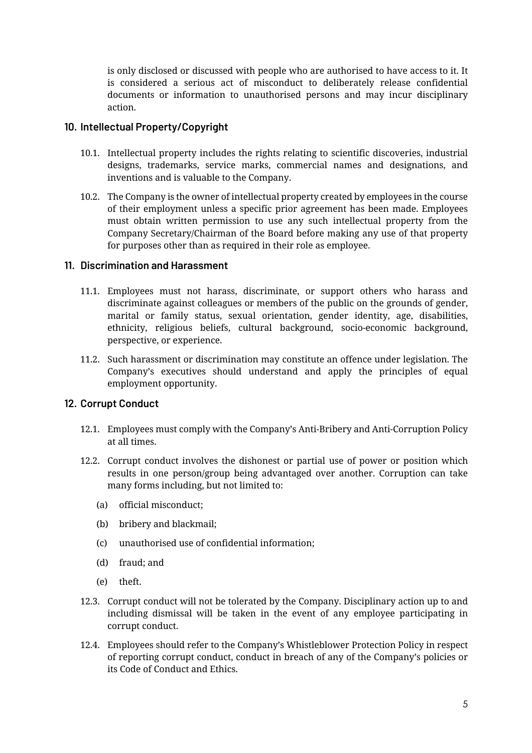is only disclosed or discussed with people who are authorised to have access to it. It is considered a serious act of misconduct to deliberately release confidential documents or information to unauthorised persons and may incur disciplinary action.

## 10. Intellectual Property/Copyright

10.1. Intellectual property includes the rights relating to scientific discoveries, industrial designs, trademarks, service marks, commercial names and designations, and inventions and is valuable to the Company.

10.2. The Company is the owner of intellectual property created by employees in the course of their employment unless a specific prior agreement has been made. Employees must obtain written permission to use any such intellectual property from the Company Secretary/Chairman of the Board before making any use of that property for purposes other than as required in their role as employee.

## 11. Discrimination and Harassment

11.1. Employees must not harass, discriminate, or support others who harass and discriminate against colleagues or members of the public on the grounds of gender, marital or family status, sexual orientation, gender identity, age, disabilities, ethnicity, religious beliefs, cultural background, socio-economic background, perspective, or experience.

11.2. Such harassment or discrimination may constitute an offence under legislation. The Company's executives should understand and apply the principles of equal employment opportunity.

## 12. Corrupt Conduct

12.1. Employees must comply with the Company's Anti-Bribery and Anti-Corruption Policy at all times.

12.2. Corrupt conduct involves the dishonest or partial use of power or position which results in one person/group being advantaged over another. Corruption can take many forms including, but not limited to:

(a) official misconduct;

(b) bribery and blackmail;

(c) unauthorised use of confidential information;

(d) fraud; and

(e) theft.

12.3. Corrupt conduct will not be tolerated by the Company. Disciplinary action up to and including dismissal will be taken in the event of any employee participating in corrupt conduct.

12.4. Employees should refer to the Company's Whistleblower Protection Policy in respect of reporting corrupt conduct, conduct in breach of any of the Company's policies or its Code of Conduct and Ethics.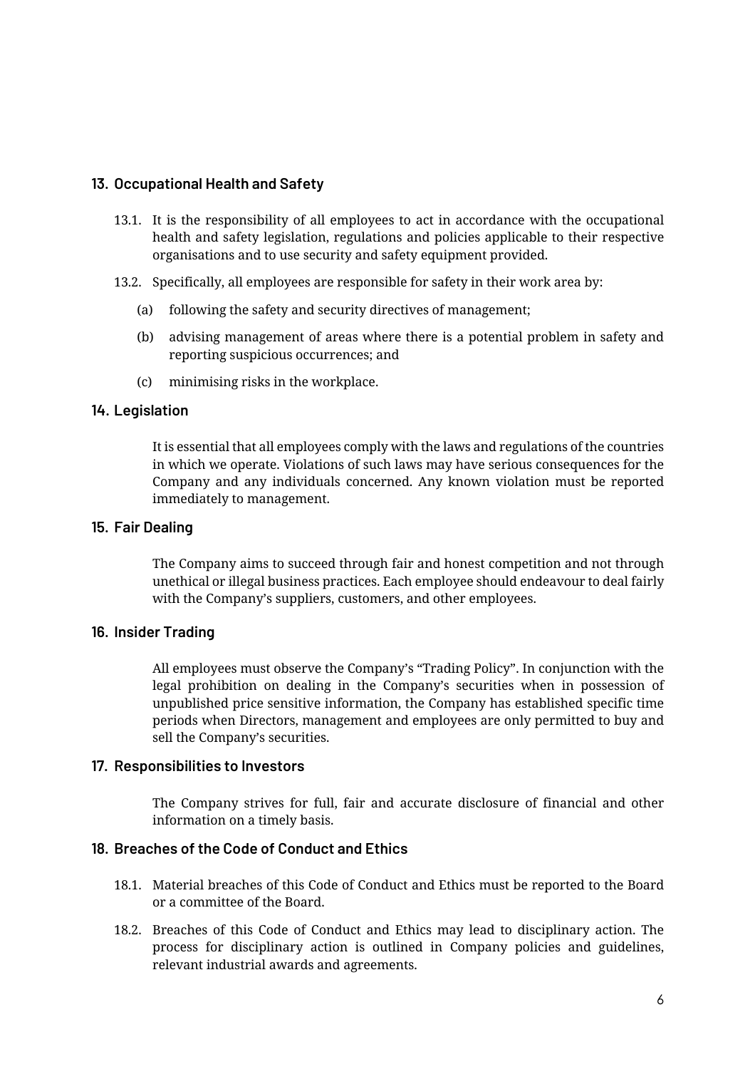## 13. Occupational Health and Safety

13.1. It is the responsibility of all employees to act in accordance with the occupational health and safety legislation, regulations and policies applicable to their respective organisations and to use security and safety equipment provided.

13.2. Specifically, all employees are responsible for safety in their work area by:

(a) following the safety and security directives of management;

(b) advising management of areas where there is a potential problem in safety and reporting suspicious occurrences; and

(c) minimising risks in the workplace.

## 14. Legislation

It is essential that all employees comply with the laws and regulations of the countries in which we operate. Violations of such laws may have serious consequences for the Company and any individuals concerned. Any known violation must be reported immediately to management.

## 15. Fair Dealing

The Company aims to succeed through fair and honest competition and not through unethical or illegal business practices. Each employee should endeavour to deal fairly with the Company's suppliers, customers, and other employees.

## 16. Insider Trading

All employees must observe the Company's "Trading Policy". In conjunction with the legal prohibition on dealing in the Company's securities when in possession of unpublished price sensitive information, the Company has established specific time periods when Directors, management and employees are only permitted to buy and sell the Company's securities.

## 17. Responsibilities to Investors

The Company strives for full, fair and accurate disclosure of financial and other information on a timely basis.

## 18. Breaches of the Code of Conduct and Ethics

18.1. Material breaches of this Code of Conduct and Ethics must be reported to the Board or a committee of the Board.

18.2. Breaches of this Code of Conduct and Ethics may lead to disciplinary action. The process for disciplinary action is outlined in Company policies and guidelines, relevant industrial awards and agreements.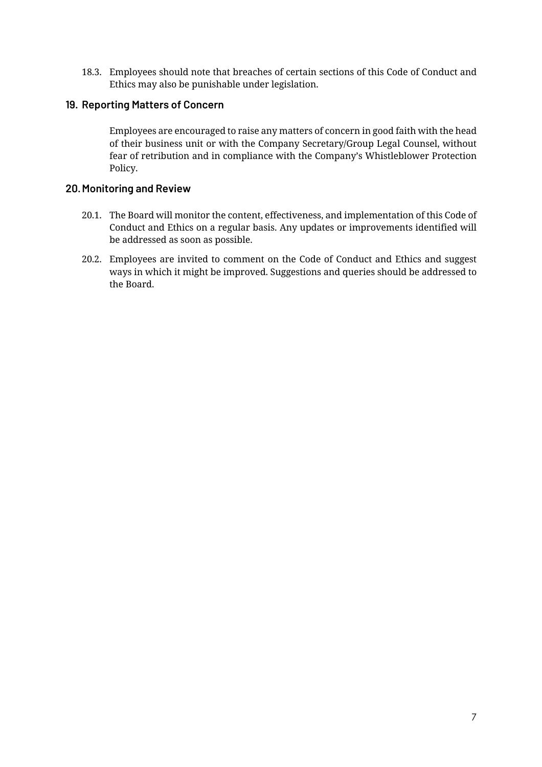18.3. Employees should note that breaches of certain sections of this Code of Conduct and Ethics may also be punishable under legislation.

## 19. Reporting Matters of Concern

Employees are encouraged to raise any matters of concern in good faith with the head of their business unit or with the Company Secretary/Group Legal Counsel, without fear of retribution and in compliance with the Company's Whistleblower Protection Policy.

## 20. Monitoring and Review

20.1. The Board will monitor the content, effectiveness, and implementation of this Code of Conduct and Ethics on a regular basis. Any updates or improvements identified will be addressed as soon as possible.

20.2. Employees are invited to comment on the Code of Conduct and Ethics and suggest ways in which it might be improved. Suggestions and queries should be addressed to the Board.